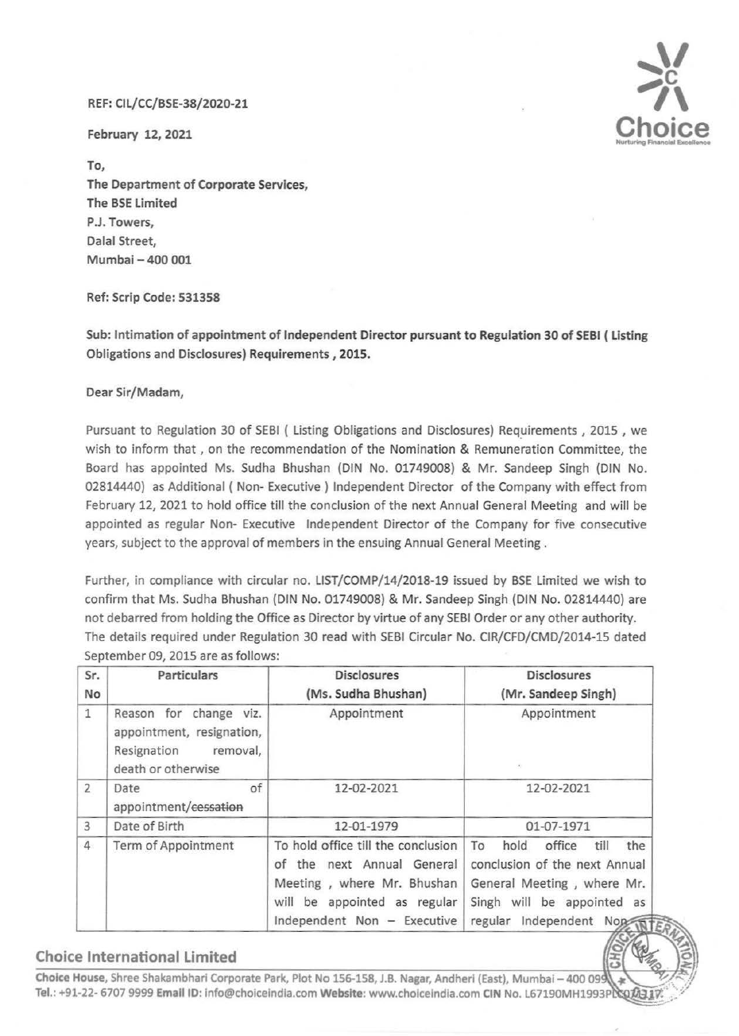REF: CIL/CC/BSE-38/2020-21

February 12, 2021

To,
The Department of Corporate Services,
The BSE Limited
P.J. Towers,
Dalal Street,
Mumbai – 400 001

**Ref: Scrip Code: 531358**

**Sub: Intimation of appointment of Independent Director pursuant to Regulation 30 of SEBI ( Listing Obligations and Disclosures) Requirements , 2015.**

Dear Sir/Madam,

Pursuant to Regulation 30 of SEBI ( Listing Obligations and Disclosures) Requirements , 2015 , we wish to inform that , on the recommendation of the Nomination & Remuneration Committee, the Board has appointed Ms. Sudha Bhushan (DIN No. 01749008) & Mr. Sandeep Singh (DIN No. 02814440) as Additional ( Non- Executive ) Independent Director of the Company with effect from February 12, 2021 to hold office till the conclusion of the next Annual General Meeting and will be appointed as regular Non- Executive Independent Director of the Company for five consecutive years, subject to the approval of members in the ensuing Annual General Meeting .

Further, in compliance with circular no. LIST/COMP/14/2018-19 issued by BSE Limited we wish to confirm that Ms. Sudha Bhushan (DIN No. 01749008) & Mr. Sandeep Singh (DIN No. 02814440) are not debarred from holding the Office as Director by virtue of any SEBI Order or any other authority. The details required under Regulation 30 read with SEBI Circular No. CIR/CFD/CMD/2014-15 dated September 09, 2015 are as follows:

| Sr. No | Particulars | Disclosures (Ms. Sudha Bhushan) | Disclosures (Mr. Sandeep Singh) |
|---|---|---|---|
| 1 | Reason for change viz. appointment, resignation, Resignation removal, death or otherwise | Appointment | Appointment |
| 2 | Date of appointment/~~cessation~~ | 12-02-2021 | 12-02-2021 |
| 3 | Date of Birth | 12-01-1979 | 01-07-1971 |
| 4 | Term of Appointment | To hold office till the conclusion of the next Annual General Meeting , where Mr. Bhushan will be appointed as regular Independent Non – Executive | To hold office till the conclusion of the next Annual General Meeting , where Mr. Singh will be appointed as regular Independent Non |

**Choice International Limited**

**Choice House,** Shree Shakambhari Corporate Park, Plot No 156-158, J.B. Nagar, Andheri (East), Mumbai – 400 099
**Tel.:** +91-22- 6707 9999 **Email ID:** info@choiceindia.com **Website:** www.choiceindia.com **CIN No.** L67190MH1993PLC071117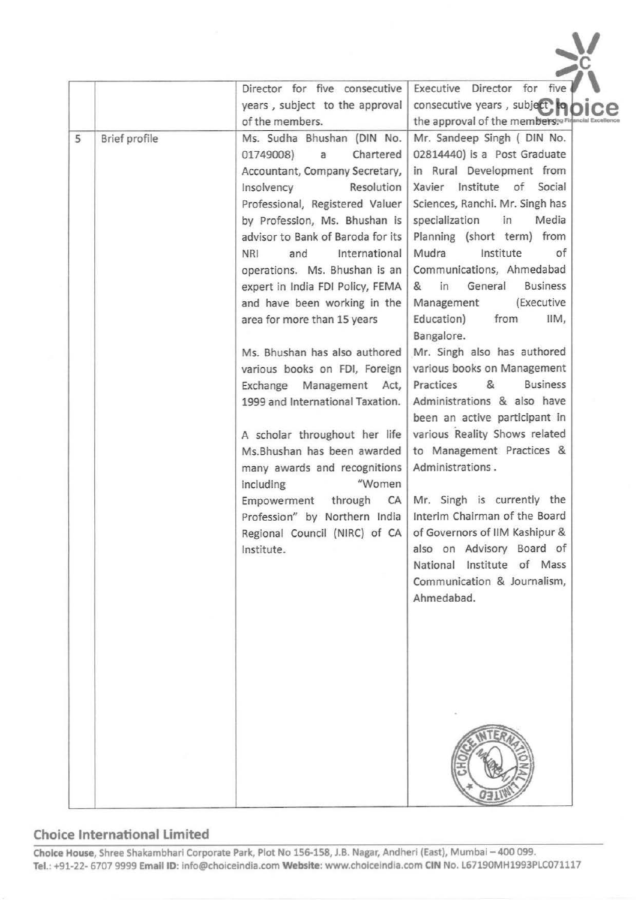|  |  |  |  |
|---|---|---|---|
|  |  | Director for five consecutive years , subject to the approval of the members. | Executive Director for five consecutive years , subject to the approval of the members. |
| 5 | Brief profile | Ms. Sudha Bhushan (DIN No. 01749008) a Chartered Accountant, Company Secretary, Insolvency Resolution Professional, Registered Valuer by Profession, Ms. Bhushan is advisor to Bank of Baroda for its NRI and International operations. Ms. Bhushan is an expert in India FDI Policy, FEMA and have been working in the area for more than 15 years<br><br>Ms. Bhushan has also authored various books on FDI, Foreign Exchange Management Act, 1999 and International Taxation.<br><br>A scholar throughout her life Ms.Bhushan has been awarded many awards and recognitions including "Women Empowerment through CA Profession" by Northern India Regional Council (NIRC) of CA Institute. | Mr. Sandeep Singh ( DIN No. 02814440) is a Post Graduate in Rural Development from Xavier Institute of Social Sciences, Ranchi. Mr. Singh has specialization in Media Planning (short term) from Mudra Institute of Communications, Ahmedabad & in General Business Management (Executive Education) from IIM, Bangalore.<br><br>Mr. Singh also has authored various books on Management Practices & Business Administrations & also have been an active participant in various Reality Shows related to Management Practices & Administrations .<br><br>Mr. Singh is currently the Interim Chairman of the Board of Governors of IIM Kashipur & also on Advisory Board of National Institute of Mass Communication & Journalism, Ahmedabad. |

**Choice International Limited**

Choice House, Shree Shakambhari Corporate Park, Plot No 156-158, J.B. Nagar, Andheri (East), Mumbai – 400 099.
Tel.: +91-22- 6707 9999 Email ID: info@choiceindia.com Website: www.choiceindia.com CIN No. L67190MH1993PLC071117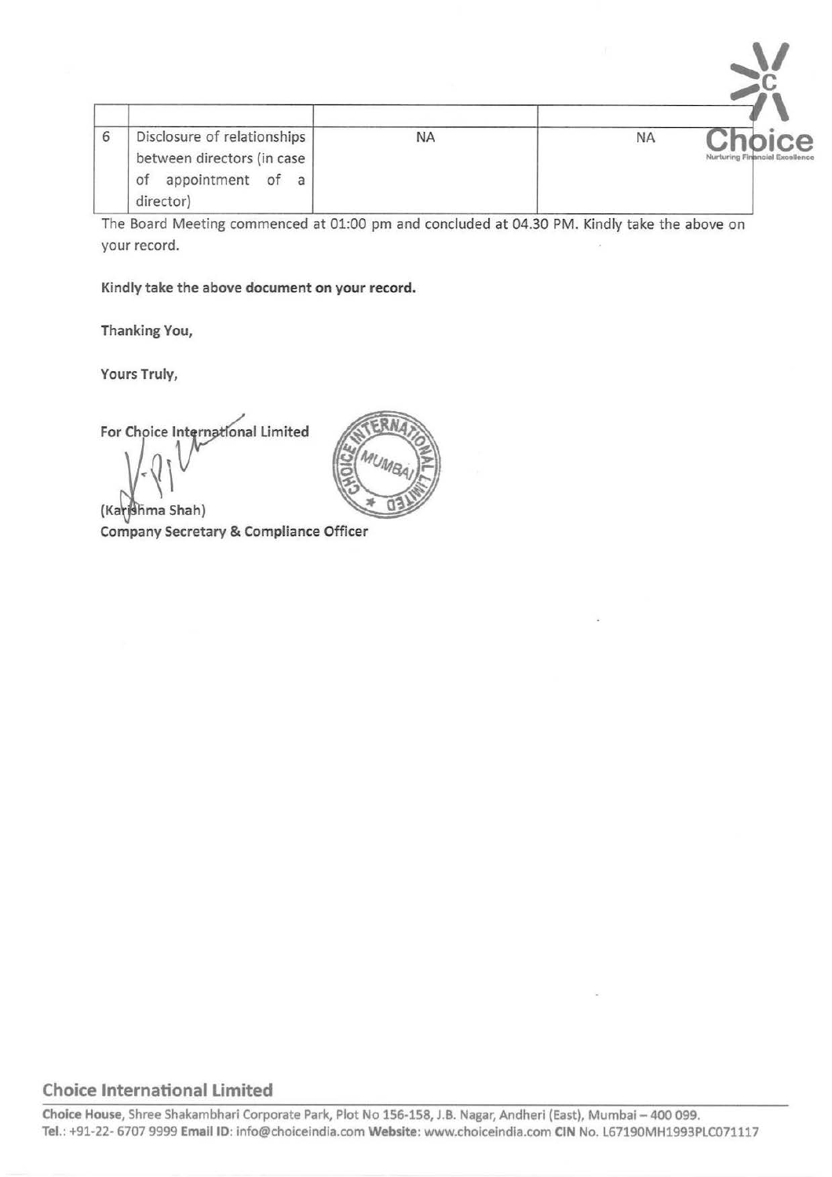| | | | |
|---|---|---|---|
| 6 | Disclosure of relationships between directors (in case of appointment of a director) | NA | NA |

The Board Meeting commenced at 01:00 pm and concluded at 04.30 PM. Kindly take the above on your record.

**Kindly take the above document on your record.**

**Thanking You,**

**Yours Truly,**

**For Choice International Limited**

(Karishma Shah)
**Company Secretary & Compliance Officer**

## Choice International Limited

**Choice House**, Shree Shakambhari Corporate Park, Plot No 156-158, J.B. Nagar, Andheri (East), Mumbai – 400 099.
**Tel.**: +91-22- 6707 9999 **Email ID**: info@choiceindia.com **Website**: www.choiceindia.com **CIN** No. L67190MH1993PLC071117